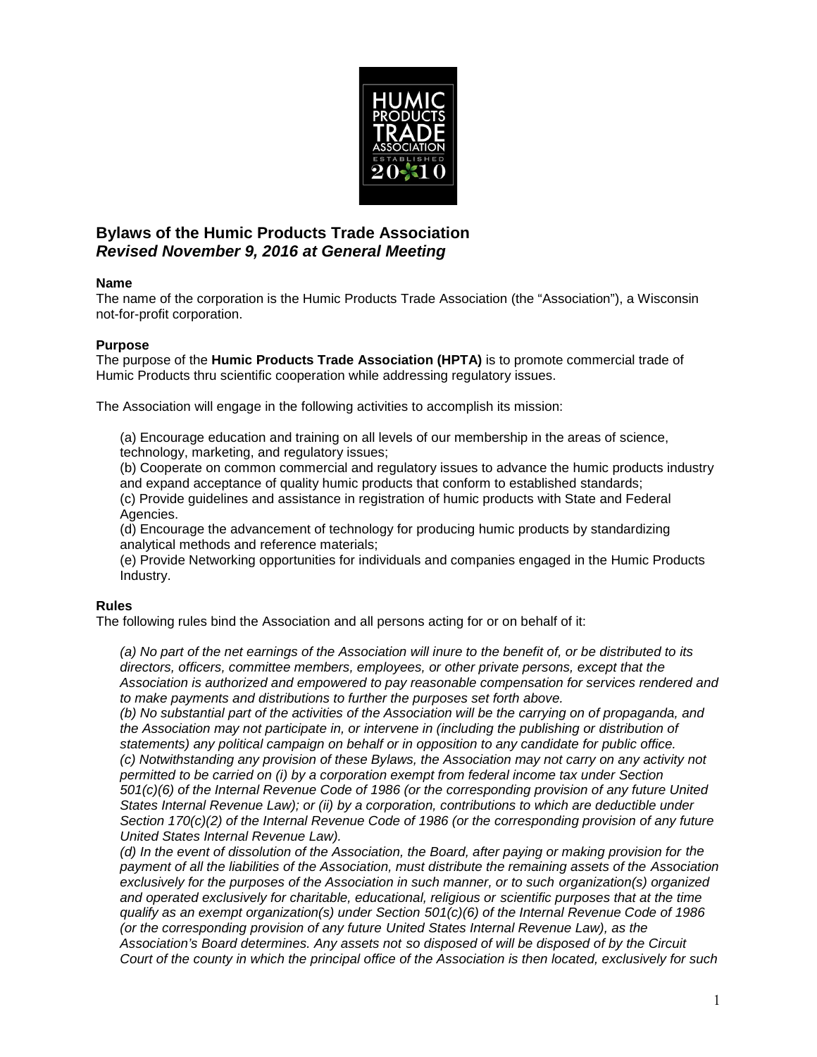# Bylaws of the Humic Products Trade Association
## *Revised November 9, 2016 at General Meeting*

**Name**

The name of the corporation is the Humic Products Trade Association (the "Association"), a Wisconsin not-for-profit corporation.

**Purpose**

The purpose of the **Humic Products Trade Association (HPTA)** is to promote commercial trade of Humic Products thru scientific cooperation while addressing regulatory issues.

The Association will engage in the following activities to accomplish its mission:

(a) Encourage education and training on all levels of our membership in the areas of science, technology, marketing, and regulatory issues;
(b) Cooperate on common commercial and regulatory issues to advance the humic products industry and expand acceptance of quality humic products that conform to established standards;
(c) Provide guidelines and assistance in registration of humic products with State and Federal Agencies.
(d) Encourage the advancement of technology for producing humic products by standardizing analytical methods and reference materials;
(e) Provide Networking opportunities for individuals and companies engaged in the Humic Products Industry.

**Rules**

The following rules bind the Association and all persons acting for or on behalf of it:

*(a) No part of the net earnings of the Association will inure to the benefit of, or be distributed to its directors, officers, committee members, employees, or other private persons, except that the Association is authorized and empowered to pay reasonable compensation for services rendered and to make payments and distributions to further the purposes set forth above.*
*(b) No substantial part of the activities of the Association will be the carrying on of propaganda, and the Association may not participate in, or intervene in (including the publishing or distribution of statements) any political campaign on behalf or in opposition to any candidate for public office.*
*(c) Notwithstanding any provision of these Bylaws, the Association may not carry on any activity not permitted to be carried on (i) by a corporation exempt from federal income tax under Section 501(c)(6) of the Internal Revenue Code of 1986 (or the corresponding provision of any future United States Internal Revenue Law); or (ii) by a corporation, contributions to which are deductible under Section 170(c)(2) of the Internal Revenue Code of 1986 (or the corresponding provision of any future United States Internal Revenue Law).*
*(d) In the event of dissolution of the Association, the Board, after paying or making provision for the payment of all the liabilities of the Association, must distribute the remaining assets of the Association exclusively for the purposes of the Association in such manner, or to such organization(s) organized and operated exclusively for charitable, educational, religious or scientific purposes that at the time qualify as an exempt organization(s) under Section 501(c)(6) of the Internal Revenue Code of 1986 (or the corresponding provision of any future United States Internal Revenue Law), as the Association's Board determines. Any assets not so disposed of will be disposed of by the Circuit Court of the county in which the principal office of the Association is then located, exclusively for such*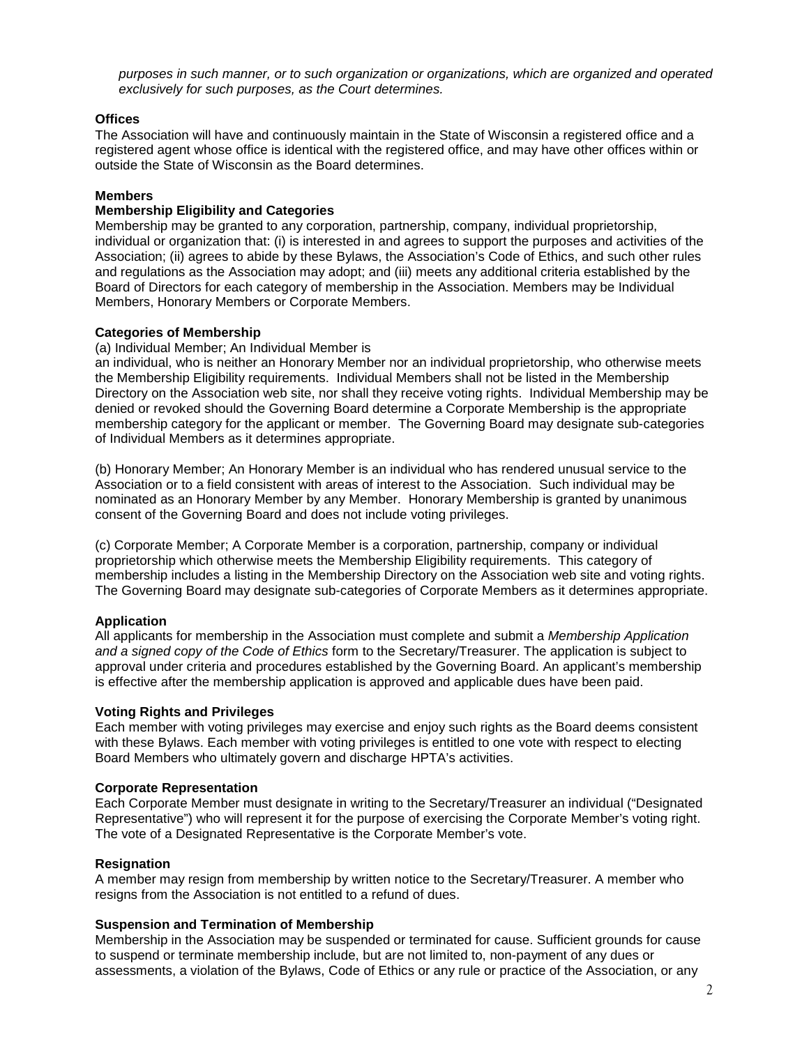*purposes in such manner, or to such organization or organizations, which are organized and operated exclusively for such purposes, as the Court determines.*

**Offices**

The Association will have and continuously maintain in the State of Wisconsin a registered office and a registered agent whose office is identical with the registered office, and may have other offices within or outside the State of Wisconsin as the Board determines.

**Members**

**Membership Eligibility and Categories**

Membership may be granted to any corporation, partnership, company, individual proprietorship, individual or organization that: (i) is interested in and agrees to support the purposes and activities of the Association; (ii) agrees to abide by these Bylaws, the Association's Code of Ethics, and such other rules and regulations as the Association may adopt; and (iii) meets any additional criteria established by the Board of Directors for each category of membership in the Association. Members may be Individual Members, Honorary Members or Corporate Members.

**Categories of Membership**

(a) Individual Member; An Individual Member is
an individual, who is neither an Honorary Member nor an individual proprietorship, who otherwise meets the Membership Eligibility requirements. Individual Members shall not be listed in the Membership Directory on the Association web site, nor shall they receive voting rights. Individual Membership may be denied or revoked should the Governing Board determine a Corporate Membership is the appropriate membership category for the applicant or member. The Governing Board may designate sub-categories of Individual Members as it determines appropriate.

(b) Honorary Member; An Honorary Member is an individual who has rendered unusual service to the Association or to a field consistent with areas of interest to the Association. Such individual may be nominated as an Honorary Member by any Member. Honorary Membership is granted by unanimous consent of the Governing Board and does not include voting privileges.

(c) Corporate Member; A Corporate Member is a corporation, partnership, company or individual proprietorship which otherwise meets the Membership Eligibility requirements. This category of membership includes a listing in the Membership Directory on the Association web site and voting rights. The Governing Board may designate sub-categories of Corporate Members as it determines appropriate.

**Application**

All applicants for membership in the Association must complete and submit a *Membership Application and a signed copy of the Code of Ethics* form to the Secretary/Treasurer. The application is subject to approval under criteria and procedures established by the Governing Board. An applicant's membership is effective after the membership application is approved and applicable dues have been paid.

**Voting Rights and Privileges**

Each member with voting privileges may exercise and enjoy such rights as the Board deems consistent with these Bylaws. Each member with voting privileges is entitled to one vote with respect to electing Board Members who ultimately govern and discharge HPTA's activities.

**Corporate Representation**

Each Corporate Member must designate in writing to the Secretary/Treasurer an individual ("Designated Representative") who will represent it for the purpose of exercising the Corporate Member's voting right. The vote of a Designated Representative is the Corporate Member's vote.

**Resignation**

A member may resign from membership by written notice to the Secretary/Treasurer. A member who resigns from the Association is not entitled to a refund of dues.

**Suspension and Termination of Membership**

Membership in the Association may be suspended or terminated for cause. Sufficient grounds for cause to suspend or terminate membership include, but are not limited to, non-payment of any dues or assessments, a violation of the Bylaws, Code of Ethics or any rule or practice of the Association, or any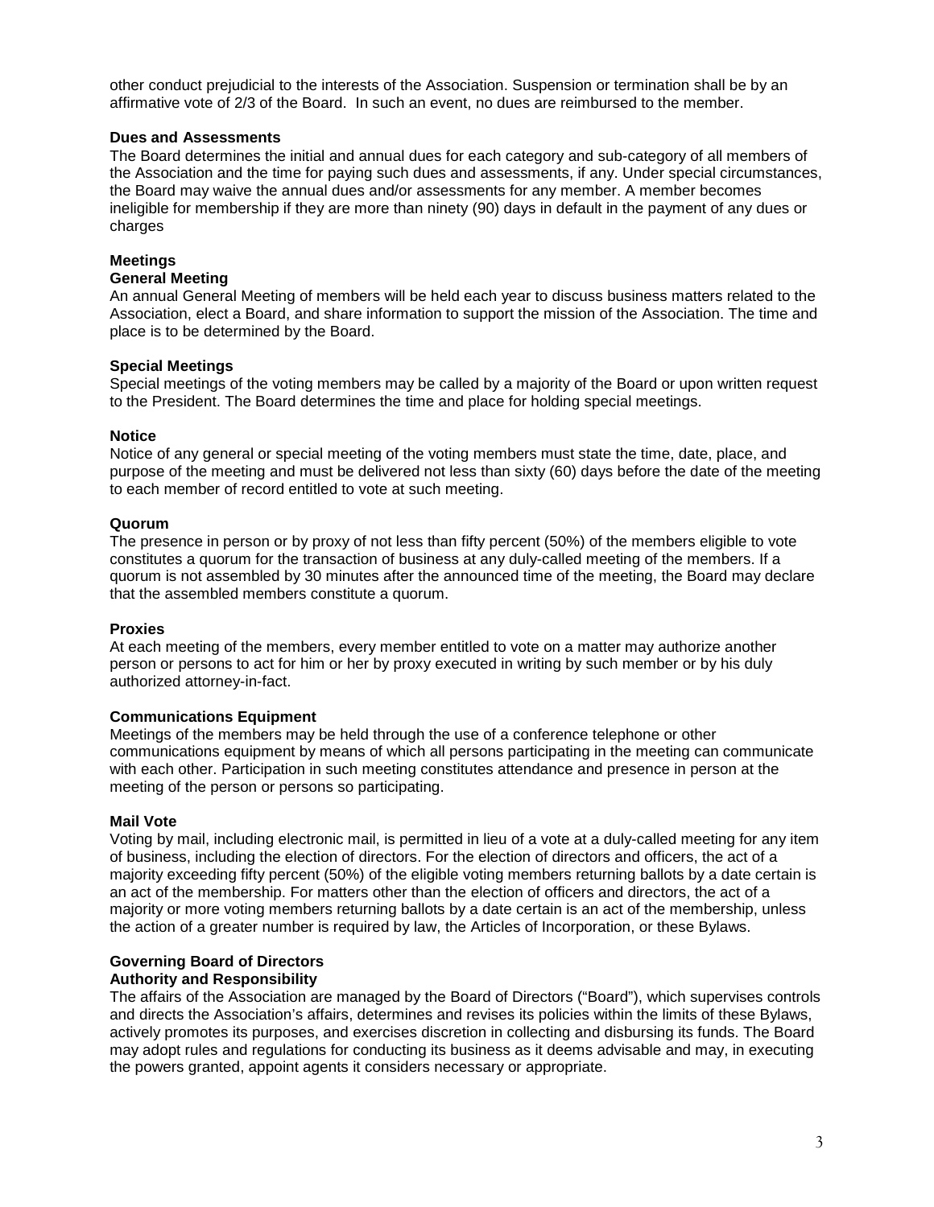other conduct prejudicial to the interests of the Association. Suspension or termination shall be by an affirmative vote of 2/3 of the Board. In such an event, no dues are reimbursed to the member.

**Dues and Assessments**

The Board determines the initial and annual dues for each category and sub-category of all members of the Association and the time for paying such dues and assessments, if any. Under special circumstances, the Board may waive the annual dues and/or assessments for any member. A member becomes ineligible for membership if they are more than ninety (90) days in default in the payment of any dues or charges

## Meetings

### General Meeting

An annual General Meeting of members will be held each year to discuss business matters related to the Association, elect a Board, and share information to support the mission of the Association. The time and place is to be determined by the Board.

### Special Meetings

Special meetings of the voting members may be called by a majority of the Board or upon written request to the President. The Board determines the time and place for holding special meetings.

### Notice

Notice of any general or special meeting of the voting members must state the time, date, place, and purpose of the meeting and must be delivered not less than sixty (60) days before the date of the meeting to each member of record entitled to vote at such meeting.

### Quorum

The presence in person or by proxy of not less than fifty percent (50%) of the members eligible to vote constitutes a quorum for the transaction of business at any duly-called meeting of the members. If a quorum is not assembled by 30 minutes after the announced time of the meeting, the Board may declare that the assembled members constitute a quorum.

### Proxies

At each meeting of the members, every member entitled to vote on a matter may authorize another person or persons to act for him or her by proxy executed in writing by such member or by his duly authorized attorney-in-fact.

### Communications Equipment

Meetings of the members may be held through the use of a conference telephone or other communications equipment by means of which all persons participating in the meeting can communicate with each other. Participation in such meeting constitutes attendance and presence in person at the meeting of the person or persons so participating.

### Mail Vote

Voting by mail, including electronic mail, is permitted in lieu of a vote at a duly-called meeting for any item of business, including the election of directors. For the election of directors and officers, the act of a majority exceeding fifty percent (50%) of the eligible voting members returning ballots by a date certain is an act of the membership. For matters other than the election of officers and directors, the act of a majority or more voting members returning ballots by a date certain is an act of the membership, unless the action of a greater number is required by law, the Articles of Incorporation, or these Bylaws.

## Governing Board of Directors

### Authority and Responsibility

The affairs of the Association are managed by the Board of Directors ("Board"), which supervises controls and directs the Association's affairs, determines and revises its policies within the limits of these Bylaws, actively promotes its purposes, and exercises discretion in collecting and disbursing its funds. The Board may adopt rules and regulations for conducting its business as it deems advisable and may, in executing the powers granted, appoint agents it considers necessary or appropriate.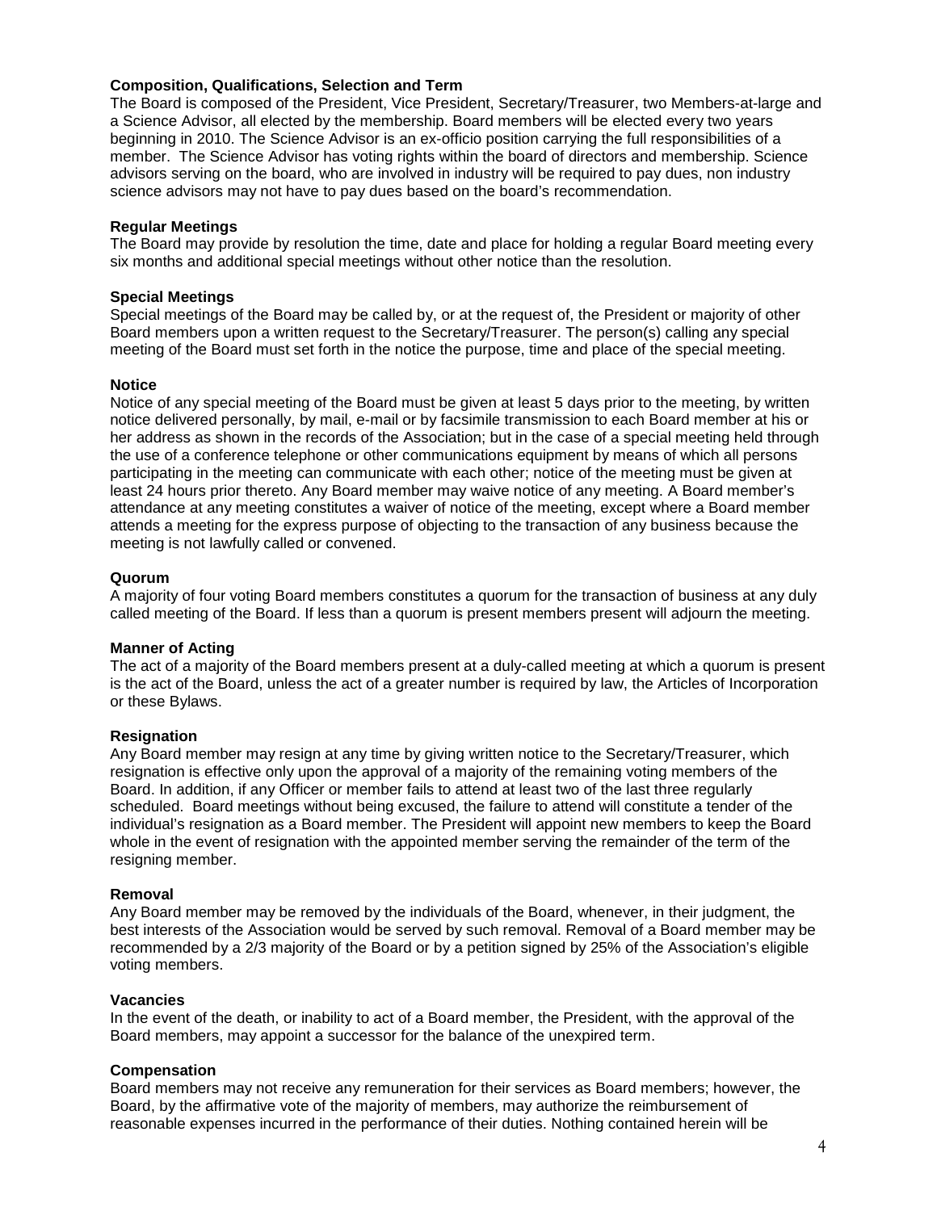**Composition, Qualifications, Selection and Term**

The Board is composed of the President, Vice President, Secretary/Treasurer, two Members-at-large and a Science Advisor, all elected by the membership. Board members will be elected every two years beginning in 2010. The Science Advisor is an ex-officio position carrying the full responsibilities of a member. The Science Advisor has voting rights within the board of directors and membership. Science advisors serving on the board, who are involved in industry will be required to pay dues, non industry science advisors may not have to pay dues based on the board's recommendation.

**Regular Meetings**

The Board may provide by resolution the time, date and place for holding a regular Board meeting every six months and additional special meetings without other notice than the resolution.

**Special Meetings**

Special meetings of the Board may be called by, or at the request of, the President or majority of other Board members upon a written request to the Secretary/Treasurer. The person(s) calling any special meeting of the Board must set forth in the notice the purpose, time and place of the special meeting.

**Notice**

Notice of any special meeting of the Board must be given at least 5 days prior to the meeting, by written notice delivered personally, by mail, e-mail or by facsimile transmission to each Board member at his or her address as shown in the records of the Association; but in the case of a special meeting held through the use of a conference telephone or other communications equipment by means of which all persons participating in the meeting can communicate with each other; notice of the meeting must be given at least 24 hours prior thereto. Any Board member may waive notice of any meeting. A Board member's attendance at any meeting constitutes a waiver of notice of the meeting, except where a Board member attends a meeting for the express purpose of objecting to the transaction of any business because the meeting is not lawfully called or convened.

**Quorum**

A majority of four voting Board members constitutes a quorum for the transaction of business at any duly called meeting of the Board. If less than a quorum is present members present will adjourn the meeting.

**Manner of Acting**

The act of a majority of the Board members present at a duly-called meeting at which a quorum is present is the act of the Board, unless the act of a greater number is required by law, the Articles of Incorporation or these Bylaws.

**Resignation**

Any Board member may resign at any time by giving written notice to the Secretary/Treasurer, which resignation is effective only upon the approval of a majority of the remaining voting members of the Board. In addition, if any Officer or member fails to attend at least two of the last three regularly scheduled. Board meetings without being excused, the failure to attend will constitute a tender of the individual's resignation as a Board member. The President will appoint new members to keep the Board whole in the event of resignation with the appointed member serving the remainder of the term of the resigning member.

**Removal**

Any Board member may be removed by the individuals of the Board, whenever, in their judgment, the best interests of the Association would be served by such removal. Removal of a Board member may be recommended by a 2/3 majority of the Board or by a petition signed by 25% of the Association's eligible voting members.

**Vacancies**

In the event of the death, or inability to act of a Board member, the President, with the approval of the Board members, may appoint a successor for the balance of the unexpired term.

**Compensation**

Board members may not receive any remuneration for their services as Board members; however, the Board, by the affirmative vote of the majority of members, may authorize the reimbursement of reasonable expenses incurred in the performance of their duties. Nothing contained herein will be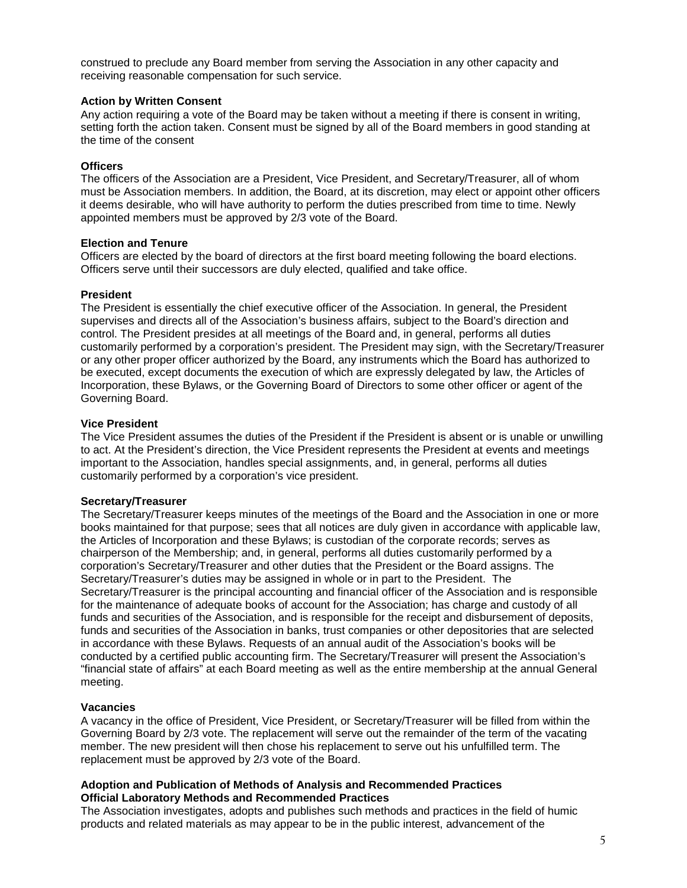construed to preclude any Board member from serving the Association in any other capacity and receiving reasonable compensation for such service.

**Action by Written Consent**

Any action requiring a vote of the Board may be taken without a meeting if there is consent in writing, setting forth the action taken. Consent must be signed by all of the Board members in good standing at the time of the consent

**Officers**

The officers of the Association are a President, Vice President, and Secretary/Treasurer, all of whom must be Association members. In addition, the Board, at its discretion, may elect or appoint other officers it deems desirable, who will have authority to perform the duties prescribed from time to time. Newly appointed members must be approved by 2/3 vote of the Board.

**Election and Tenure**

Officers are elected by the board of directors at the first board meeting following the board elections. Officers serve until their successors are duly elected, qualified and take office.

**President**

The President is essentially the chief executive officer of the Association. In general, the President supervises and directs all of the Association's business affairs, subject to the Board's direction and control. The President presides at all meetings of the Board and, in general, performs all duties customarily performed by a corporation's president. The President may sign, with the Secretary/Treasurer or any other proper officer authorized by the Board, any instruments which the Board has authorized to be executed, except documents the execution of which are expressly delegated by law, the Articles of Incorporation, these Bylaws, or the Governing Board of Directors to some other officer or agent of the Governing Board.

**Vice President**

The Vice President assumes the duties of the President if the President is absent or is unable or unwilling to act. At the President's direction, the Vice President represents the President at events and meetings important to the Association, handles special assignments, and, in general, performs all duties customarily performed by a corporation's vice president.

**Secretary/Treasurer**

The Secretary/Treasurer keeps minutes of the meetings of the Board and the Association in one or more books maintained for that purpose; sees that all notices are duly given in accordance with applicable law, the Articles of Incorporation and these Bylaws; is custodian of the corporate records; serves as chairperson of the Membership; and, in general, performs all duties customarily performed by a corporation's Secretary/Treasurer and other duties that the President or the Board assigns. The Secretary/Treasurer's duties may be assigned in whole or in part to the President. The Secretary/Treasurer is the principal accounting and financial officer of the Association and is responsible for the maintenance of adequate books of account for the Association; has charge and custody of all funds and securities of the Association, and is responsible for the receipt and disbursement of deposits, funds and securities of the Association in banks, trust companies or other depositories that are selected in accordance with these Bylaws. Requests of an annual audit of the Association's books will be conducted by a certified public accounting firm. The Secretary/Treasurer will present the Association's "financial state of affairs" at each Board meeting as well as the entire membership at the annual General meeting.

**Vacancies**

A vacancy in the office of President, Vice President, or Secretary/Treasurer will be filled from within the Governing Board by 2/3 vote. The replacement will serve out the remainder of the term of the vacating member. The new president will then chose his replacement to serve out his unfulfilled term. The replacement must be approved by 2/3 vote of the Board.

**Adoption and Publication of Methods of Analysis and Recommended Practices**
**Official Laboratory Methods and Recommended Practices**

The Association investigates, adopts and publishes such methods and practices in the field of humic products and related materials as may appear to be in the public interest, advancement of the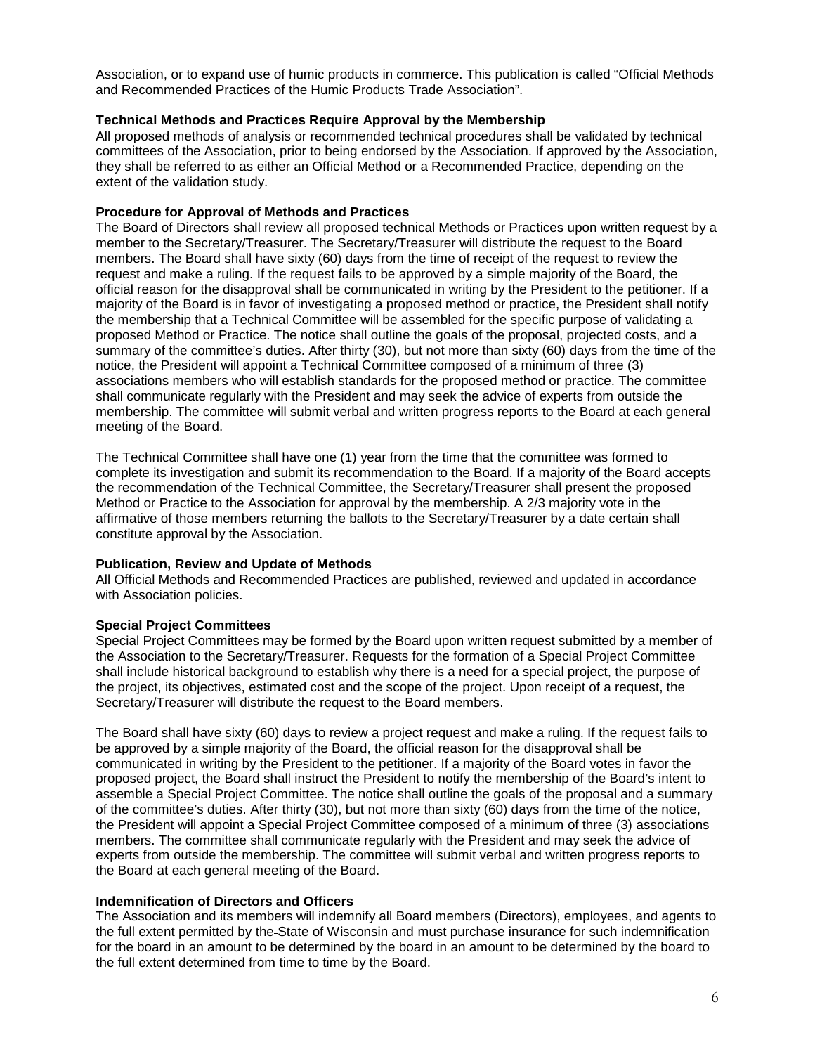Association, or to expand use of humic products in commerce. This publication is called "Official Methods and Recommended Practices of the Humic Products Trade Association".

**Technical Methods and Practices Require Approval by the Membership**

All proposed methods of analysis or recommended technical procedures shall be validated by technical committees of the Association, prior to being endorsed by the Association. If approved by the Association, they shall be referred to as either an Official Method or a Recommended Practice, depending on the extent of the validation study.

**Procedure for Approval of Methods and Practices**

The Board of Directors shall review all proposed technical Methods or Practices upon written request by a member to the Secretary/Treasurer. The Secretary/Treasurer will distribute the request to the Board members. The Board shall have sixty (60) days from the time of receipt of the request to review the request and make a ruling. If the request fails to be approved by a simple majority of the Board, the official reason for the disapproval shall be communicated in writing by the President to the petitioner. If a majority of the Board is in favor of investigating a proposed method or practice, the President shall notify the membership that a Technical Committee will be assembled for the specific purpose of validating a proposed Method or Practice. The notice shall outline the goals of the proposal, projected costs, and a summary of the committee's duties. After thirty (30), but not more than sixty (60) days from the time of the notice, the President will appoint a Technical Committee composed of a minimum of three (3) associations members who will establish standards for the proposed method or practice. The committee shall communicate regularly with the President and may seek the advice of experts from outside the membership. The committee will submit verbal and written progress reports to the Board at each general meeting of the Board.

The Technical Committee shall have one (1) year from the time that the committee was formed to complete its investigation and submit its recommendation to the Board. If a majority of the Board accepts the recommendation of the Technical Committee, the Secretary/Treasurer shall present the proposed Method or Practice to the Association for approval by the membership. A 2/3 majority vote in the affirmative of those members returning the ballots to the Secretary/Treasurer by a date certain shall constitute approval by the Association.

**Publication, Review and Update of Methods**

All Official Methods and Recommended Practices are published, reviewed and updated in accordance with Association policies.

**Special Project Committees**

Special Project Committees may be formed by the Board upon written request submitted by a member of the Association to the Secretary/Treasurer. Requests for the formation of a Special Project Committee shall include historical background to establish why there is a need for a special project, the purpose of the project, its objectives, estimated cost and the scope of the project. Upon receipt of a request, the Secretary/Treasurer will distribute the request to the Board members.

The Board shall have sixty (60) days to review a project request and make a ruling. If the request fails to be approved by a simple majority of the Board, the official reason for the disapproval shall be communicated in writing by the President to the petitioner. If a majority of the Board votes in favor the proposed project, the Board shall instruct the President to notify the membership of the Board's intent to assemble a Special Project Committee. The notice shall outline the goals of the proposal and a summary of the committee's duties. After thirty (30), but not more than sixty (60) days from the time of the notice, the President will appoint a Special Project Committee composed of a minimum of three (3) associations members. The committee shall communicate regularly with the President and may seek the advice of experts from outside the membership. The committee will submit verbal and written progress reports to the Board at each general meeting of the Board.

**Indemnification of Directors and Officers**

The Association and its members will indemnify all Board members (Directors), employees, and agents to the full extent permitted by the State of Wisconsin and must purchase insurance for such indemnification for the board in an amount to be determined by the board in an amount to be determined by the board to the full extent determined from time to time by the Board.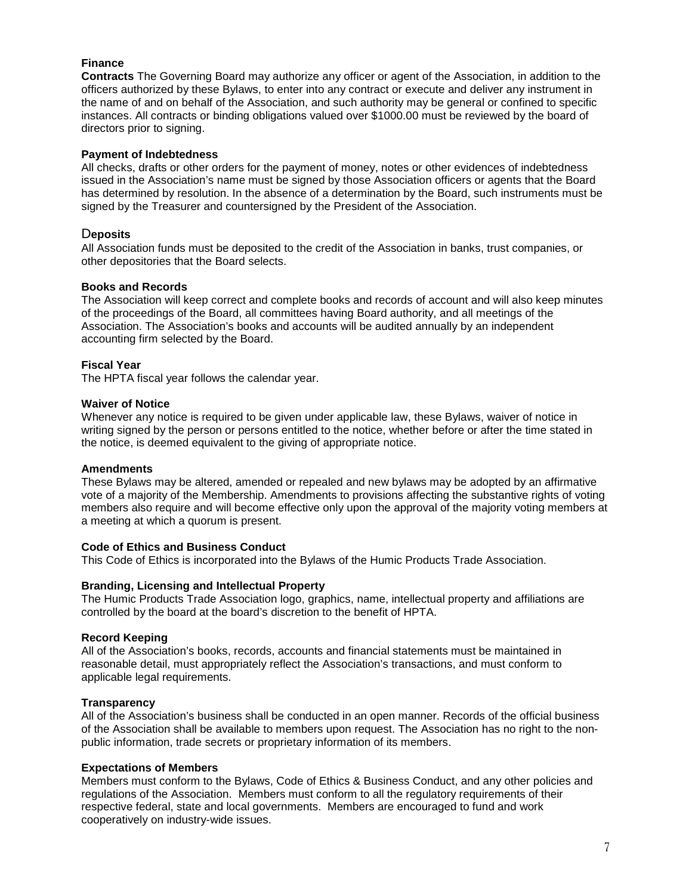## Finance

**Contracts** The Governing Board may authorize any officer or agent of the Association, in addition to the officers authorized by these Bylaws, to enter into any contract or execute and deliver any instrument in the name of and on behalf of the Association, and such authority may be general or confined to specific instances. All contracts or binding obligations valued over $1000.00 must be reviewed by the board of directors prior to signing.

### Payment of Indebtedness

All checks, drafts or other orders for the payment of money, notes or other evidences of indebtedness issued in the Association's name must be signed by those Association officers or agents that the Board has determined by resolution. In the absence of a determination by the Board, such instruments must be signed by the Treasurer and countersigned by the President of the Association.

### Deposits

All Association funds must be deposited to the credit of the Association in banks, trust companies, or other depositories that the Board selects.

### Books and Records

The Association will keep correct and complete books and records of account and will also keep minutes of the proceedings of the Board, all committees having Board authority, and all meetings of the Association. The Association's books and accounts will be audited annually by an independent accounting firm selected by the Board.

### Fiscal Year

The HPTA fiscal year follows the calendar year.

### Waiver of Notice

Whenever any notice is required to be given under applicable law, these Bylaws, waiver of notice in writing signed by the person or persons entitled to the notice, whether before or after the time stated in the notice, is deemed equivalent to the giving of appropriate notice.

### Amendments

These Bylaws may be altered, amended or repealed and new bylaws may be adopted by an affirmative vote of a majority of the Membership. Amendments to provisions affecting the substantive rights of voting members also require and will become effective only upon the approval of the majority voting members at a meeting at which a quorum is present.

### Code of Ethics and Business Conduct

This Code of Ethics is incorporated into the Bylaws of the Humic Products Trade Association.

### Branding, Licensing and Intellectual Property

The Humic Products Trade Association logo, graphics, name, intellectual property and affiliations are controlled by the board at the board's discretion to the benefit of HPTA.

### Record Keeping

All of the Association's books, records, accounts and financial statements must be maintained in reasonable detail, must appropriately reflect the Association's transactions, and must conform to applicable legal requirements.

### Transparency

All of the Association's business shall be conducted in an open manner. Records of the official business of the Association shall be available to members upon request. The Association has no right to the non-public information, trade secrets or proprietary information of its members.

### Expectations of Members

Members must conform to the Bylaws, Code of Ethics & Business Conduct, and any other policies and regulations of the Association. Members must conform to all the regulatory requirements of their respective federal, state and local governments. Members are encouraged to fund and work cooperatively on industry-wide issues.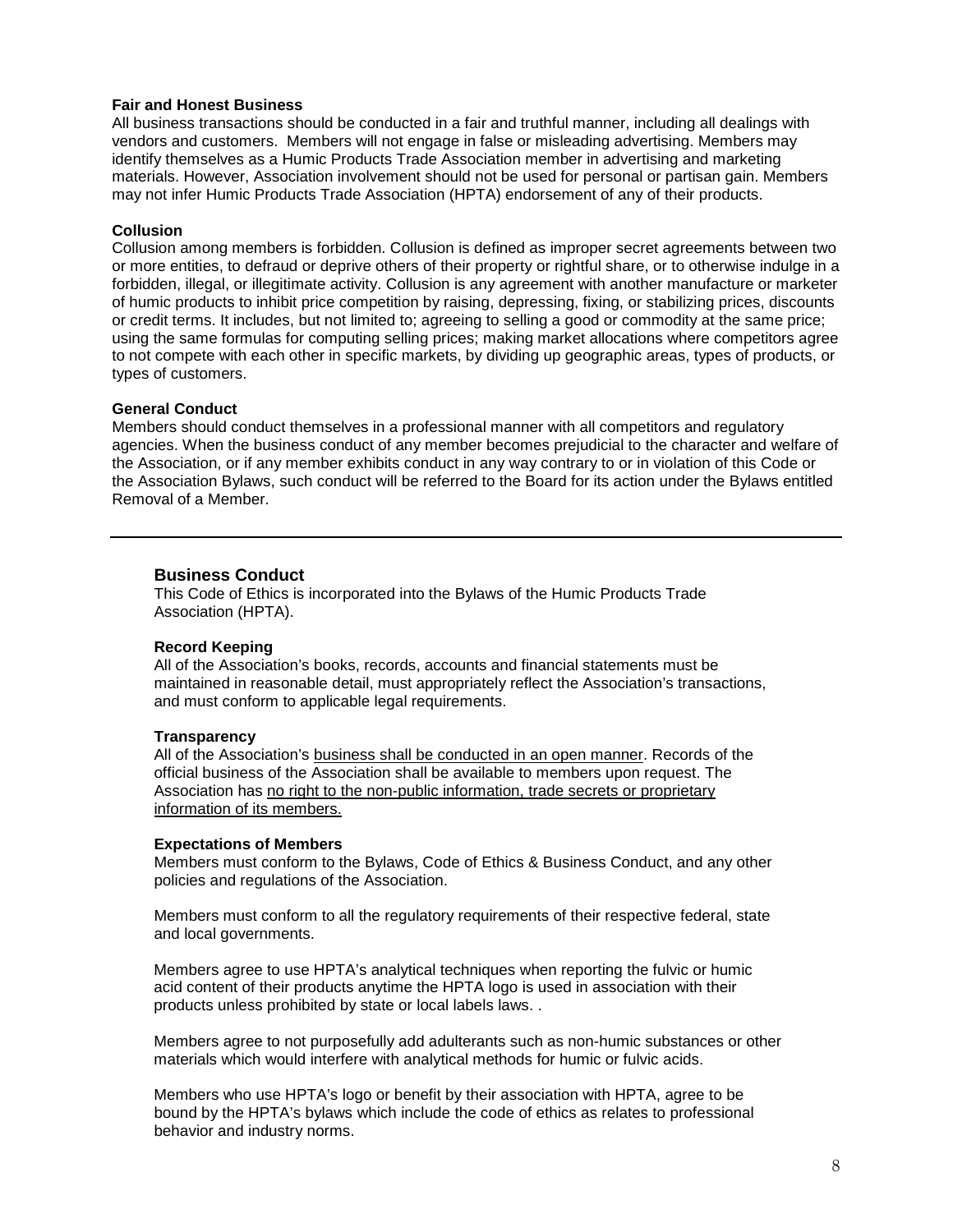**Fair and Honest Business**

All business transactions should be conducted in a fair and truthful manner, including all dealings with vendors and customers. Members will not engage in false or misleading advertising. Members may identify themselves as a Humic Products Trade Association member in advertising and marketing materials. However, Association involvement should not be used for personal or partisan gain. Members may not infer Humic Products Trade Association (HPTA) endorsement of any of their products.

**Collusion**

Collusion among members is forbidden. Collusion is defined as improper secret agreements between two or more entities, to defraud or deprive others of their property or rightful share, or to otherwise indulge in a forbidden, illegal, or illegitimate activity. Collusion is any agreement with another manufacture or marketer of humic products to inhibit price competition by raising, depressing, fixing, or stabilizing prices, discounts or credit terms. It includes, but not limited to; agreeing to selling a good or commodity at the same price; using the same formulas for computing selling prices; making market allocations where competitors agree to not compete with each other in specific markets, by dividing up geographic areas, types of products, or types of customers.

**General Conduct**

Members should conduct themselves in a professional manner with all competitors and regulatory agencies. When the business conduct of any member becomes prejudicial to the character and welfare of the Association, or if any member exhibits conduct in any way contrary to or in violation of this Code or the Association Bylaws, such conduct will be referred to the Board for its action under the Bylaws entitled Removal of a Member.

---

## Business Conduct

This Code of Ethics is incorporated into the Bylaws of the Humic Products Trade Association (HPTA).

**Record Keeping**

All of the Association's books, records, accounts and financial statements must be maintained in reasonable detail, must appropriately reflect the Association's transactions, and must conform to applicable legal requirements.

**Transparency**

All of the Association's <u>business shall be conducted in an open manner</u>. Records of the official business of the Association shall be available to members upon request. The Association has <u>no right to the non-public information, trade secrets or proprietary information of its members.</u>

**Expectations of Members**

Members must conform to the Bylaws, Code of Ethics & Business Conduct, and any other policies and regulations of the Association.

Members must conform to all the regulatory requirements of their respective federal, state and local governments.

Members agree to use HPTA's analytical techniques when reporting the fulvic or humic acid content of their products anytime the HPTA logo is used in association with their products unless prohibited by state or local labels laws. .

Members agree to not purposefully add adulterants such as non-humic substances or other materials which would interfere with analytical methods for humic or fulvic acids.

Members who use HPTA's logo or benefit by their association with HPTA, agree to be bound by the HPTA's bylaws which include the code of ethics as relates to professional behavior and industry norms.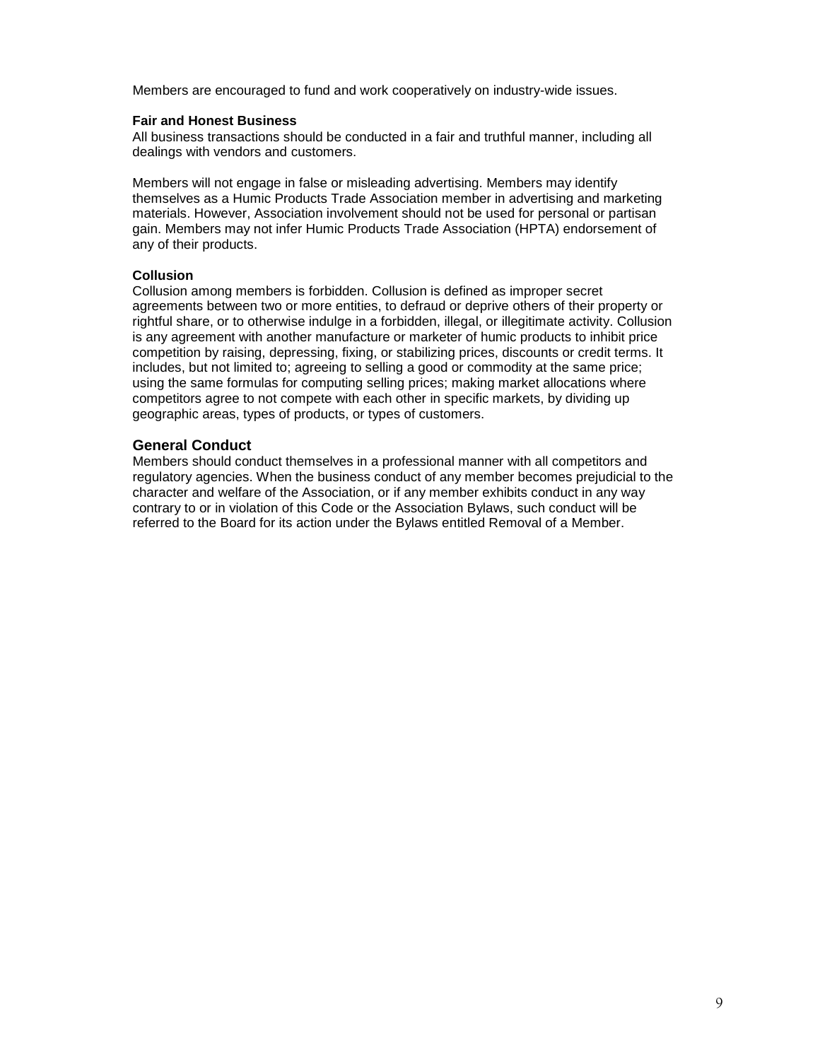Members are encouraged to fund and work cooperatively on industry-wide issues.

**Fair and Honest Business**

All business transactions should be conducted in a fair and truthful manner, including all dealings with vendors and customers.

Members will not engage in false or misleading advertising. Members may identify themselves as a Humic Products Trade Association member in advertising and marketing materials. However, Association involvement should not be used for personal or partisan gain. Members may not infer Humic Products Trade Association (HPTA) endorsement of any of their products.

**Collusion**

Collusion among members is forbidden. Collusion is defined as improper secret agreements between two or more entities, to defraud or deprive others of their property or rightful share, or to otherwise indulge in a forbidden, illegal, or illegitimate activity. Collusion is any agreement with another manufacture or marketer of humic products to inhibit price competition by raising, depressing, fixing, or stabilizing prices, discounts or credit terms. It includes, but not limited to; agreeing to selling a good or commodity at the same price; using the same formulas for computing selling prices; making market allocations where competitors agree to not compete with each other in specific markets, by dividing up geographic areas, types of products, or types of customers.

## General Conduct

Members should conduct themselves in a professional manner with all competitors and regulatory agencies. When the business conduct of any member becomes prejudicial to the character and welfare of the Association, or if any member exhibits conduct in any way contrary to or in violation of this Code or the Association Bylaws, such conduct will be referred to the Board for its action under the Bylaws entitled Removal of a Member.